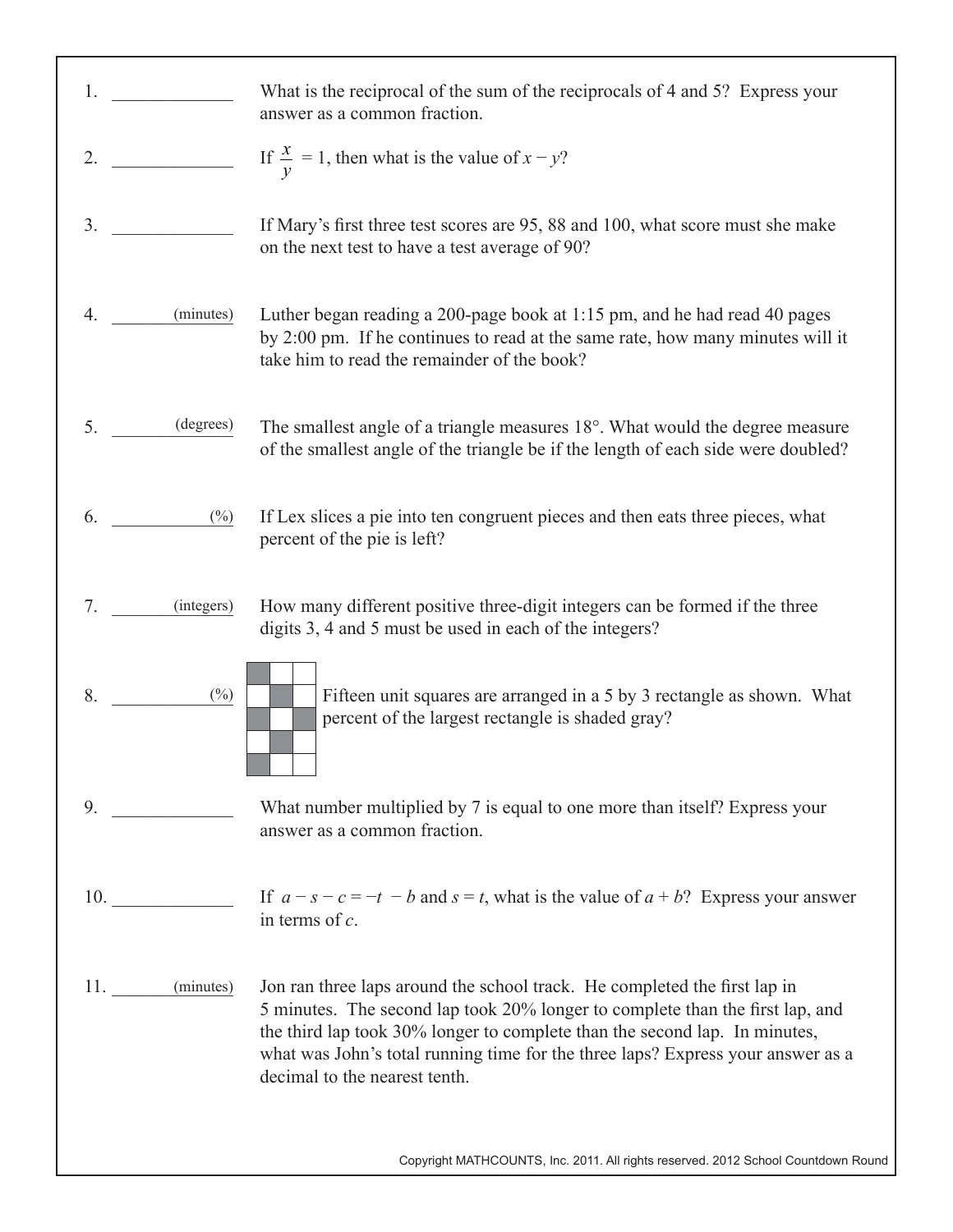1. ______ What is the reciprocal of the sum of the reciprocals of 4 and 5? Express your answer as a common fraction.

2. ______ If $\frac{x}{y} = 1$, then what is the value of $x - y$?

3. ______ If Mary's first three test scores are 95, 88 and 100, what score must she make on the next test to have a test average of 90?

4. ______ (minutes) Luther began reading a 200-page book at 1:15 pm, and he had read 40 pages by 2:00 pm. If he continues to read at the same rate, how many minutes will it take him to read the remainder of the book?

5. ______ (degrees) The smallest angle of a triangle measures 18°. What would the degree measure of the smallest angle of the triangle be if the length of each side were doubled?

6. ______ (%) If Lex slices a pie into ten congruent pieces and then eats three pieces, what percent of the pie is left?

7. ______ (integers) How many different positive three-digit integers can be formed if the three digits 3, 4 and 5 must be used in each of the integers?

8. ______ (%) Fifteen unit squares are arranged in a 5 by 3 rectangle as shown. What percent of the largest rectangle is shaded gray?

9. ______ What number multiplied by 7 is equal to one more than itself? Express your answer as a common fraction.

10. ______ If $a - s - c = -t - b$ and $s = t$, what is the value of $a + b$? Express your answer in terms of $c$.

11. ______ (minutes) Jon ran three laps around the school track. He completed the first lap in 5 minutes. The second lap took 20% longer to complete than the first lap, and the third lap took 30% longer to complete than the second lap. In minutes, what was John's total running time for the three laps? Express your answer as a decimal to the nearest tenth.

Copyright MATHCOUNTS, Inc. 2011. All rights reserved. 2012 School Countdown Round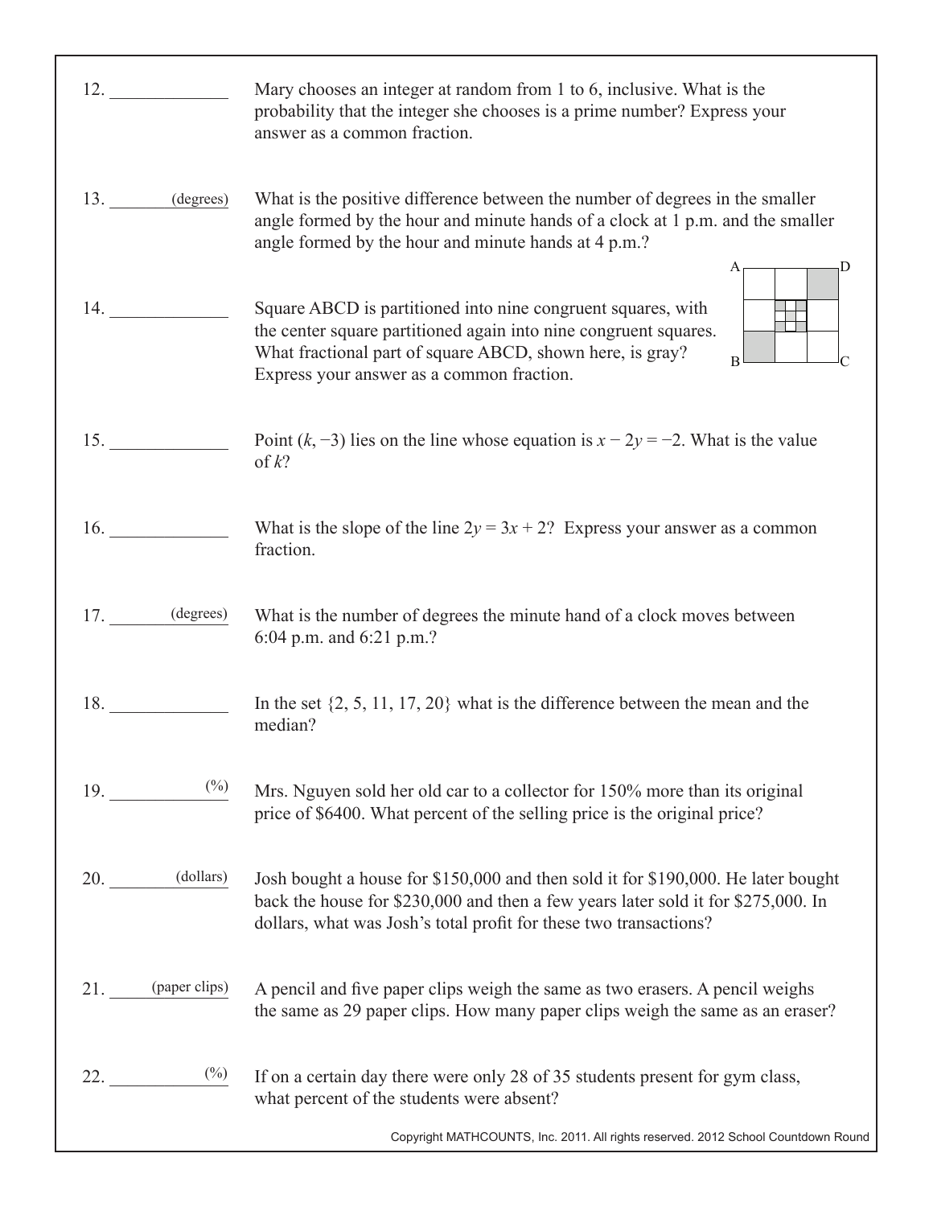12. ______________ Mary chooses an integer at random from 1 to 6, inclusive. What is the probability that the integer she chooses is a prime number? Express your answer as a common fraction.

13. ________ (degrees) What is the positive difference between the number of degrees in the smaller angle formed by the hour and minute hands of a clock at 1 p.m. and the smaller angle formed by the hour and minute hands at 4 p.m.?

14. ______________ Square ABCD is partitioned into nine congruent squares, with the center square partitioned again into nine congruent squares. What fractional part of square ABCD, shown here, is gray? Express your answer as a common fraction.

15. ______________ Point $(k, -3)$ lies on the line whose equation is $x - 2y = -2$. What is the value of $k$?

16. ______________ What is the slope of the line $2y = 3x + 2$? Express your answer as a common fraction.

17. ________ (degrees) What is the number of degrees the minute hand of a clock moves between 6:04 p.m. and 6:21 p.m.?

18. ______________ In the set {2, 5, 11, 17, 20} what is the difference between the mean and the median?

19. ________ (%) Mrs. Nguyen sold her old car to a collector for 150% more than its original price of \$6400. What percent of the selling price is the original price?

20. ________ (dollars) Josh bought a house for \$150,000 and then sold it for \$190,000. He later bought back the house for \$230,000 and then a few years later sold it for \$275,000. In dollars, what was Josh's total profit for these two transactions?

21. ________ (paper clips) A pencil and five paper clips weigh the same as two erasers. A pencil weighs the same as 29 paper clips. How many paper clips weigh the same as an eraser?

22. ________ (%) If on a certain day there were only 28 of 35 students present for gym class, what percent of the students were absent?

Copyright MATHCOUNTS, Inc. 2011. All rights reserved. 2012 School Countdown Round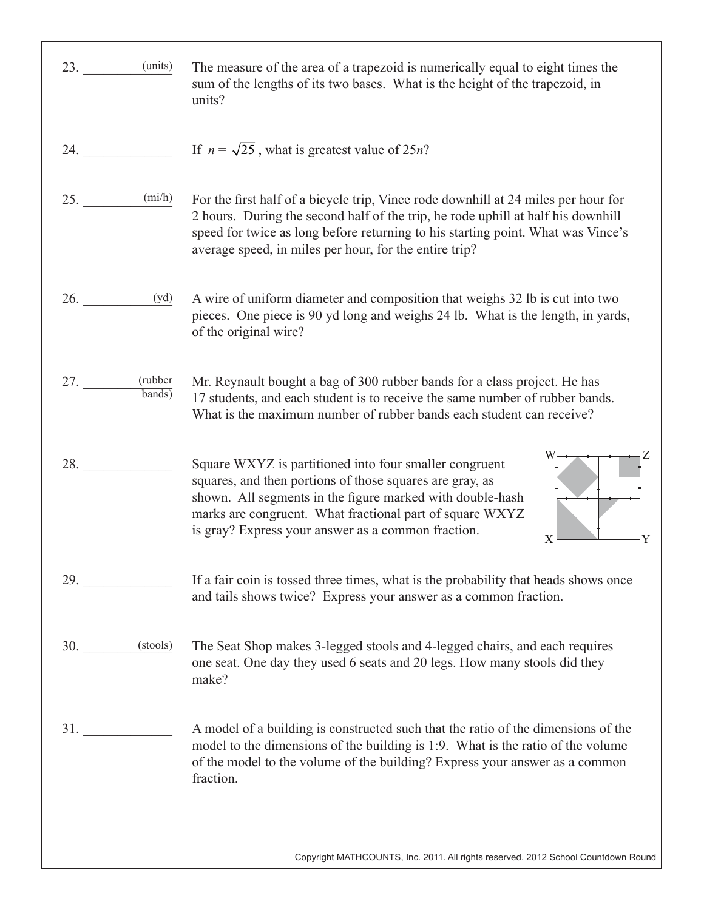23. ________ (units) The measure of the area of a trapezoid is numerically equal to eight times the sum of the lengths of its two bases. What is the height of the trapezoid, in units?

24. ________ If $n = \sqrt{25}$ , what is greatest value of $25n$?

25. ________ (mi/h) For the first half of a bicycle trip, Vince rode downhill at 24 miles per hour for 2 hours. During the second half of the trip, he rode uphill at half his downhill speed for twice as long before returning to his starting point. What was Vince's average speed, in miles per hour, for the entire trip?

26. ________ (yd) A wire of uniform diameter and composition that weighs 32 lb is cut into two pieces. One piece is 90 yd long and weighs 24 lb. What is the length, in yards, of the original wire?

27. ________ (rubber bands) Mr. Reynault bought a bag of 300 rubber bands for a class project. He has 17 students, and each student is to receive the same number of rubber bands. What is the maximum number of rubber bands each student can receive?

28. ________ Square WXYZ is partitioned into four smaller congruent squares, and then portions of those squares are gray, as shown. All segments in the figure marked with double-hash marks are congruent. What fractional part of square WXYZ is gray? Express your answer as a common fraction.

29. ________ If a fair coin is tossed three times, what is the probability that heads shows once and tails shows twice? Express your answer as a common fraction.

30. ________ (stools) The Seat Shop makes 3-legged stools and 4-legged chairs, and each requires one seat. One day they used 6 seats and 20 legs. How many stools did they make?

31. ________ A model of a building is constructed such that the ratio of the dimensions of the model to the dimensions of the building is 1:9. What is the ratio of the volume of the model to the volume of the building? Express your answer as a common fraction.

Copyright MATHCOUNTS, Inc. 2011. All rights reserved. 2012 School Countdown Round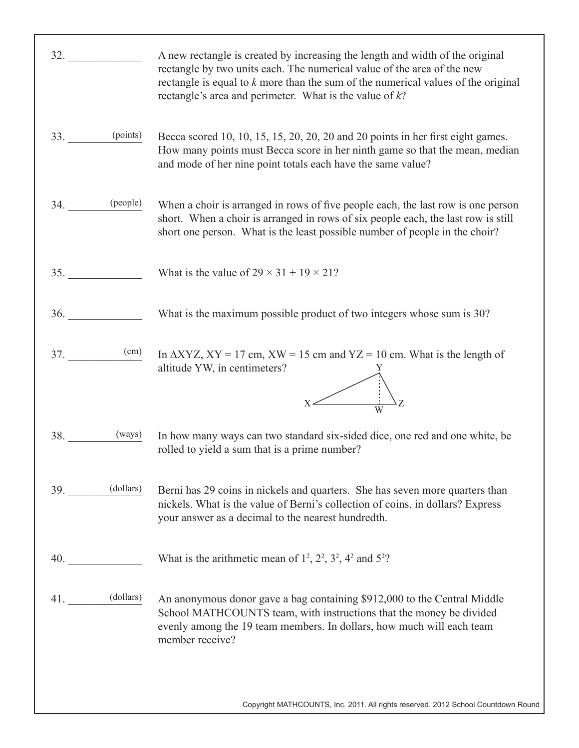32. ____________ A new rectangle is created by increasing the length and width of the original rectangle by two units each. The numerical value of the area of the new rectangle is equal to $k$ more than the sum of the numerical values of the original rectangle's area and perimeter. What is the value of $k$?

33. ________ (points) Becca scored 10, 10, 15, 15, 20, 20, 20 and 20 points in her first eight games. How many points must Becca score in her ninth game so that the mean, median and mode of her nine point totals each have the same value?

34. ________ (people) When a choir is arranged in rows of five people each, the last row is one person short. When a choir is arranged in rows of six people each, the last row is still short one person. What is the least possible number of people in the choir?

35. ____________ What is the value of $29 \times 31 + 19 \times 21$?

36. ____________ What is the maximum possible product of two integers whose sum is 30?

37. ________ (cm) In $\Delta XYZ$, $XY = 17$ cm, $XW = 15$ cm and $YZ = 10$ cm. What is the length of altitude YW, in centimeters?

38. ________ (ways) In how many ways can two standard six-sided dice, one red and one white, be rolled to yield a sum that is a prime number?

39. ________ (dollars) Berni has 29 coins in nickels and quarters. She has seven more quarters than nickels. What is the value of Berni's collection of coins, in dollars? Express your answer as a decimal to the nearest hundredth.

40. ____________ What is the arithmetic mean of $1^2$, $2^2$, $3^2$, $4^2$ and $5^2$?

41. ________ (dollars) An anonymous donor gave a bag containing $912,000 to the Central Middle School MATHCOUNTS team, with instructions that the money be divided evenly among the 19 team members. In dollars, how much will each team member receive?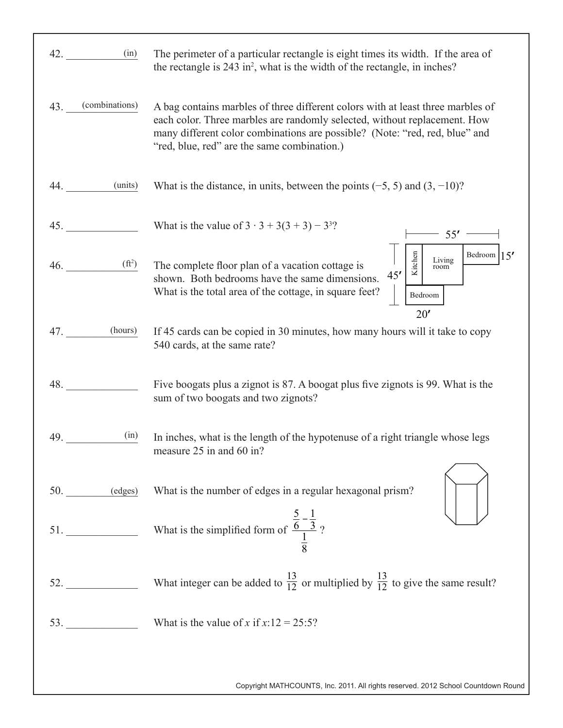42. ____________ (in) The perimeter of a particular rectangle is eight times its width. If the area of the rectangle is 243 in$^2$, what is the width of the rectangle, in inches?

43. ____________ (combinations) A bag contains marbles of three different colors with at least three marbles of each color. Three marbles are randomly selected, without replacement. How many different color combinations are possible? (Note: "red, red, blue" and "red, blue, red" are the same combination.)

44. ____________ (units) What is the distance, in units, between the points (−5, 5) and (3, −10)?

45. ____________ What is the value of $3 \cdot 3 + 3(3 + 3) - 3^3$?

46. ____________ (ft$^2$) The complete floor plan of a vacation cottage is shown. Both bedrooms have the same dimensions. What is the total area of the cottage, in square feet?

55′ | 15′ | 45′ | 20′ | Kitchen | Living room | Bedroom | Bedroom

47. ____________ (hours) If 45 cards can be copied in 30 minutes, how many hours will it take to copy 540 cards, at the same rate?

48. ____________ Five boogats plus a zignot is 87. A boogat plus five zignots is 99. What is the sum of two boogats and two zignots?

49. ____________ (in) In inches, what is the length of the hypotenuse of a right triangle whose legs measure 25 in and 60 in?

50. ____________ (edges) What is the number of edges in a regular hexagonal prism?

51. ____________ What is the simplified form of $\dfrac{\frac{5}{6} - \frac{1}{3}}{\frac{1}{8}}$ ?

52. ____________ What integer can be added to $\frac{13}{12}$ or multiplied by $\frac{13}{12}$ to give the same result?

53. ____________ What is the value of $x$ if $x{:}12 = 25{:}5$?

Copyright MATHCOUNTS, Inc. 2011. All rights reserved. 2012 School Countdown Round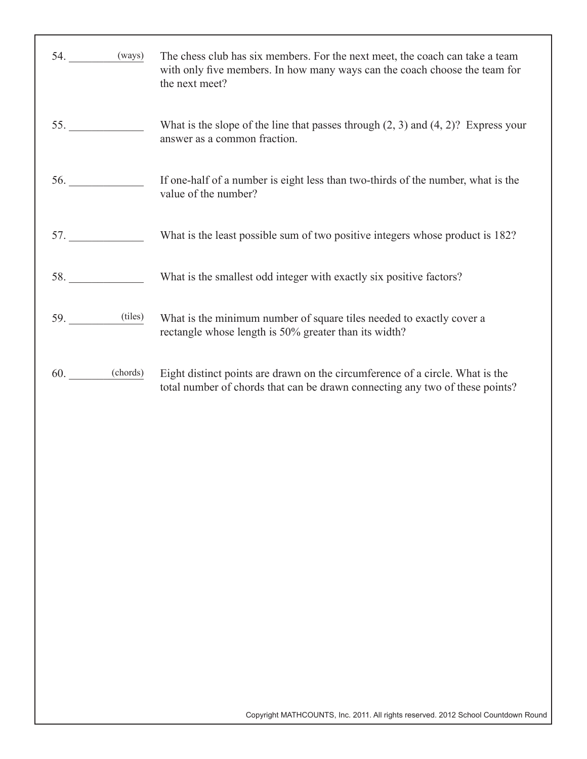54. __________ (ways) The chess club has six members. For the next meet, the coach can take a team with only five members. In how many ways can the coach choose the team for the next meet?

55. __________ What is the slope of the line that passes through (2, 3) and (4, 2)? Express your answer as a common fraction.

56. __________ If one-half of a number is eight less than two-thirds of the number, what is the value of the number?

57. __________ What is the least possible sum of two positive integers whose product is 182?

58. __________ What is the smallest odd integer with exactly six positive factors?

59. __________ (tiles) What is the minimum number of square tiles needed to exactly cover a rectangle whose length is 50% greater than its width?

60. __________ (chords) Eight distinct points are drawn on the circumference of a circle. What is the total number of chords that can be drawn connecting any two of these points?

Copyright MATHCOUNTS, Inc. 2011. All rights reserved. 2012 School Countdown Round